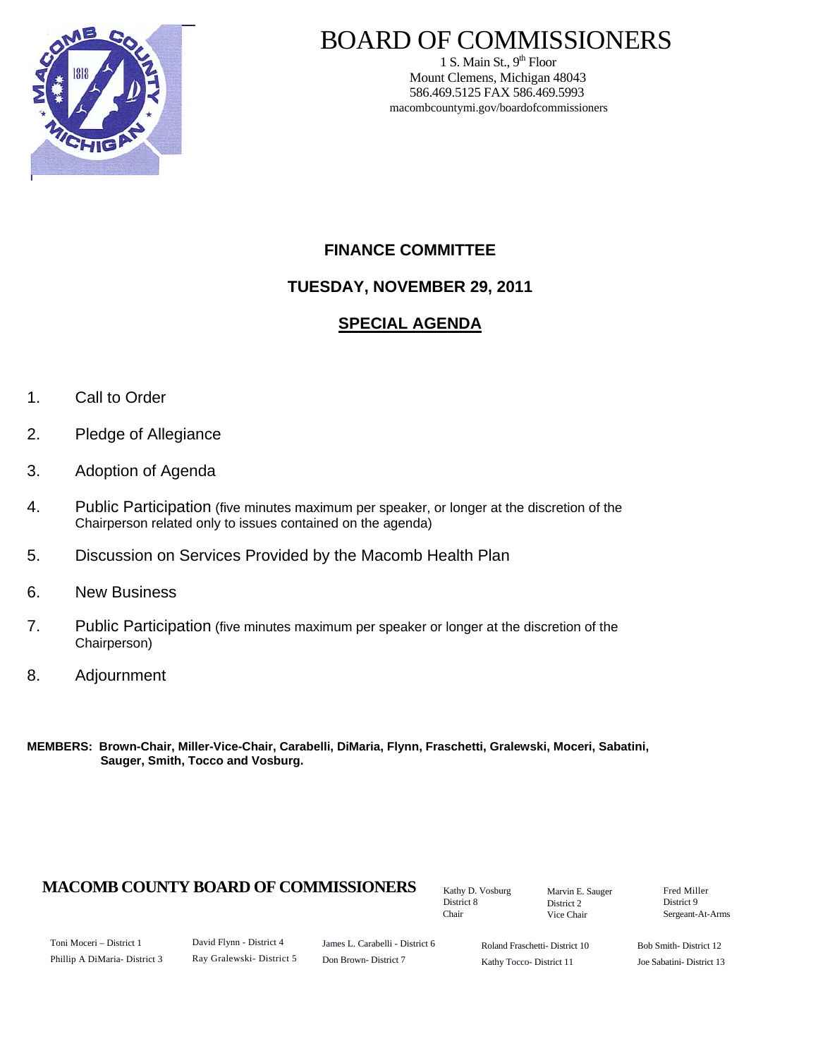# BOARD OF COMMISSIONERS

1 S. Main St., 9th Floor
Mount Clemens, Michigan 48043
586.469.5125 FAX 586.469.5993
macombcountymi.gov/boardofcommissioners

## FINANCE COMMITTEE

## TUESDAY, NOVEMBER 29, 2011

## SPECIAL AGENDA

1. Call to Order
2. Pledge of Allegiance
3. Adoption of Agenda
4. Public Participation (five minutes maximum per speaker, or longer at the discretion of the Chairperson related only to issues contained on the agenda)
5. Discussion on Services Provided by the Macomb Health Plan
6. New Business
7. Public Participation (five minutes maximum per speaker or longer at the discretion of the Chairperson)
8. Adjournment

**MEMBERS: Brown-Chair, Miller-Vice-Chair, Carabelli, DiMaria, Flynn, Fraschetti, Gralewski, Moceri, Sabatini, Sauger, Smith, Tocco and Vosburg.**

**MACOMB COUNTY BOARD OF COMMISSIONERS**

Kathy D. Vosburg
District 8
Chair

Marvin E. Sauger
District 2
Vice Chair

Fred Miller
District 9
Sergeant-At-Arms

Toni Moceri – District 1
Phillip A DiMaria- District 3
David Flynn - District 4
Ray Gralewski- District 5
James L. Carabelli - District 6
Don Brown- District 7
Roland Fraschetti- District 10
Kathy Tocco- District 11
Bob Smith- District 12
Joe Sabatini- District 13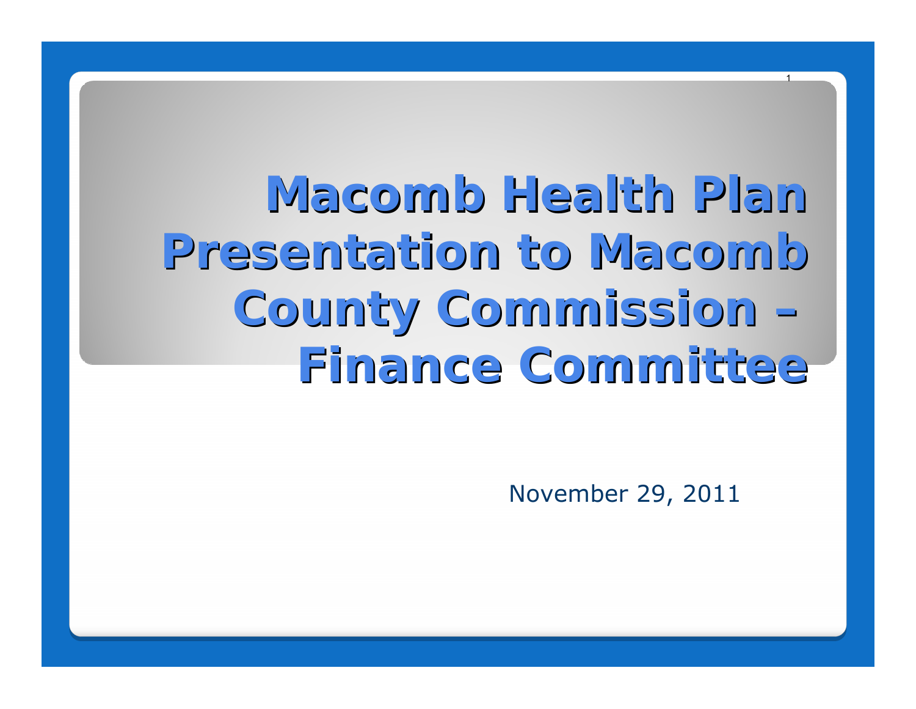# Macomb Health Plan Presentation to Macomb County Commission – Finance Committee

November 29, 2011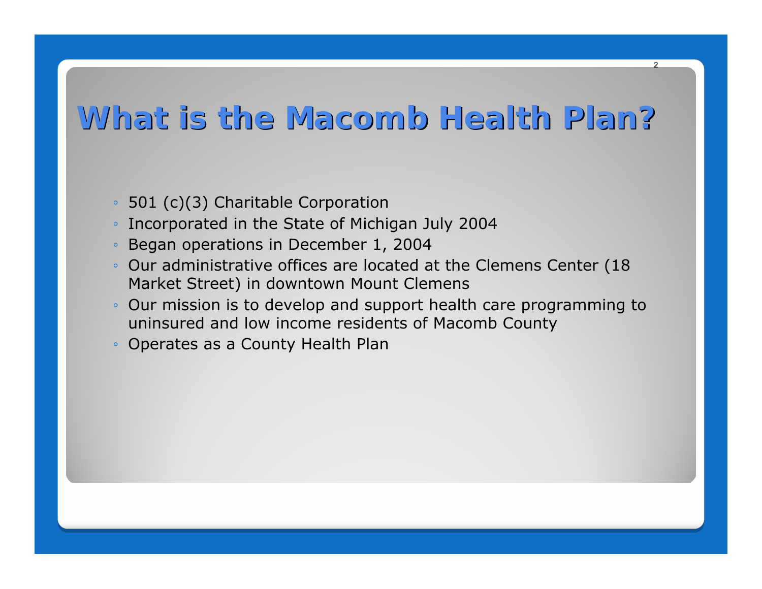# What is the Macomb Health Plan?

- 501 (c)(3) Charitable Corporation
- Incorporated in the State of Michigan July 2004
- Began operations in December 1, 2004
- Our administrative offices are located at the Clemens Center (18 Market Street) in downtown Mount Clemens
- Our mission is to develop and support health care programming to uninsured and low income residents of Macomb County
- Operates as a County Health Plan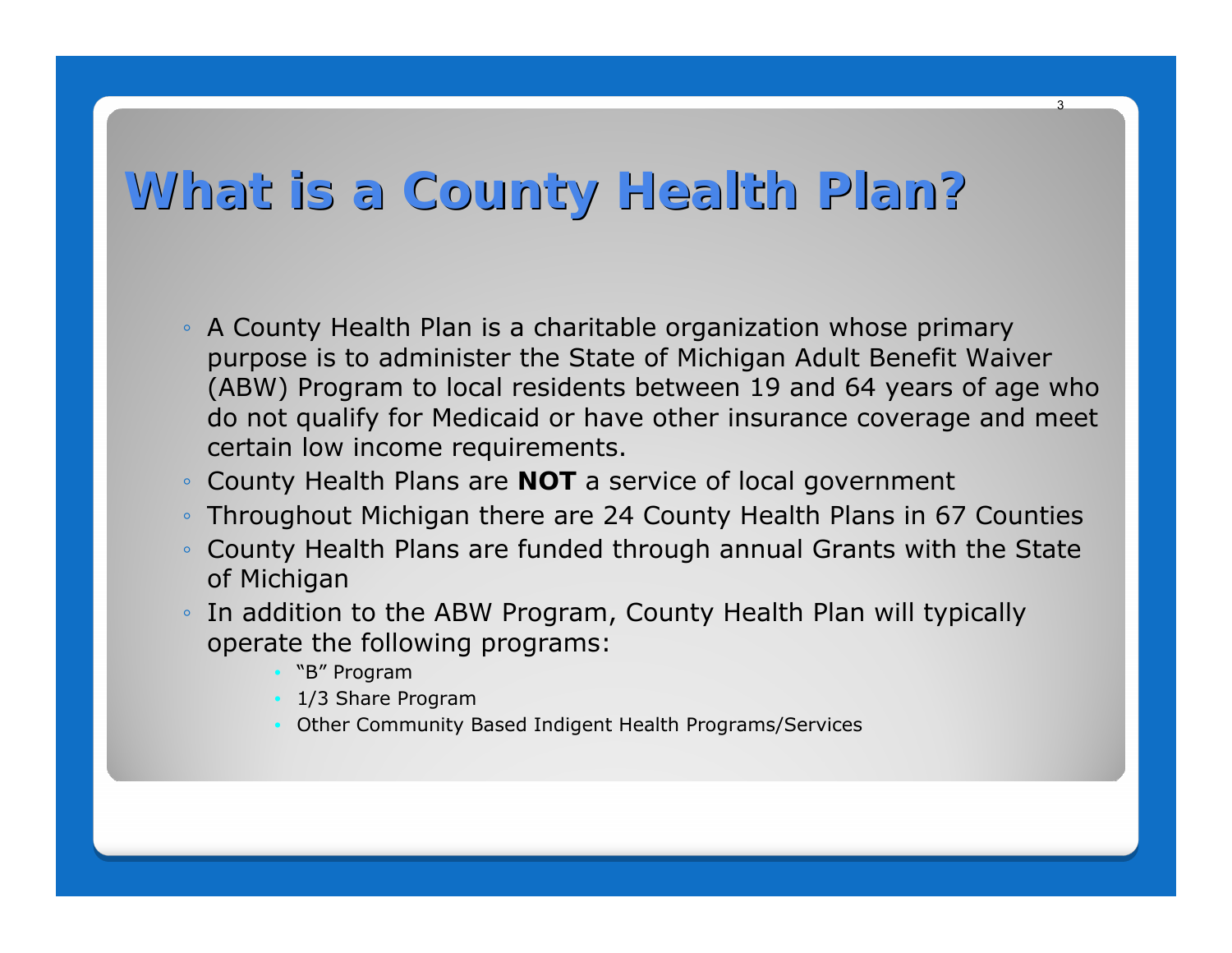# What is a County Health Plan?

- A County Health Plan is a charitable organization whose primary purpose is to administer the State of Michigan Adult Benefit Waiver (ABW) Program to local residents between 19 and 64 years of age who do not qualify for Medicaid or have other insurance coverage and meet certain low income requirements.
- County Health Plans are **NOT** a service of local government
- Throughout Michigan there are 24 County Health Plans in 67 Counties
- County Health Plans are funded through annual Grants with the State of Michigan
- In addition to the ABW Program, County Health Plan will typically operate the following programs:
  - "B" Program
  - 1/3 Share Program
  - Other Community Based Indigent Health Programs/Services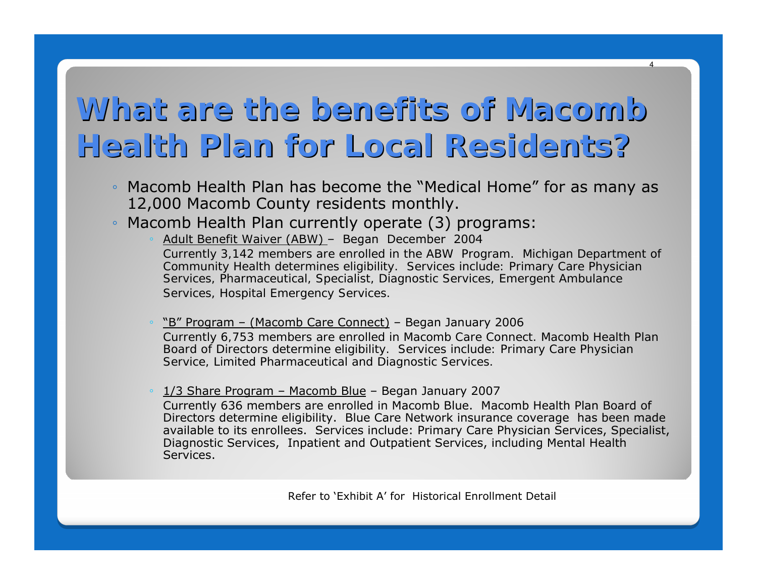# What are the benefits of Macomb Health Plan for Local Residents?

- Macomb Health Plan has become the "Medical Home" for as many as 12,000 Macomb County residents monthly.
- Macomb Health Plan currently operate (3) programs:
  - Adult Benefit Waiver (ABW) – Began December 2004

    Currently 3,142 members are enrolled in the ABW Program. Michigan Department of Community Health determines eligibility. Services include: Primary Care Physician Services, Pharmaceutical, Specialist, Diagnostic Services, Emergent Ambulance Services, Hospital Emergency Services.

  - "B" Program – (Macomb Care Connect) – Began January 2006

    Currently 6,753 members are enrolled in Macomb Care Connect. Macomb Health Plan Board of Directors determine eligibility. Services include: Primary Care Physician Service, Limited Pharmaceutical and Diagnostic Services.

  - 1/3 Share Program – Macomb Blue – Began January 2007

    Currently 636 members are enrolled in Macomb Blue. Macomb Health Plan Board of Directors determine eligibility. Blue Care Network insurance coverage has been made available to its enrollees. Services include: Primary Care Physician Services, Specialist, Diagnostic Services, Inpatient and Outpatient Services, including Mental Health Services.

Refer to 'Exhibit A' for Historical Enrollment Detail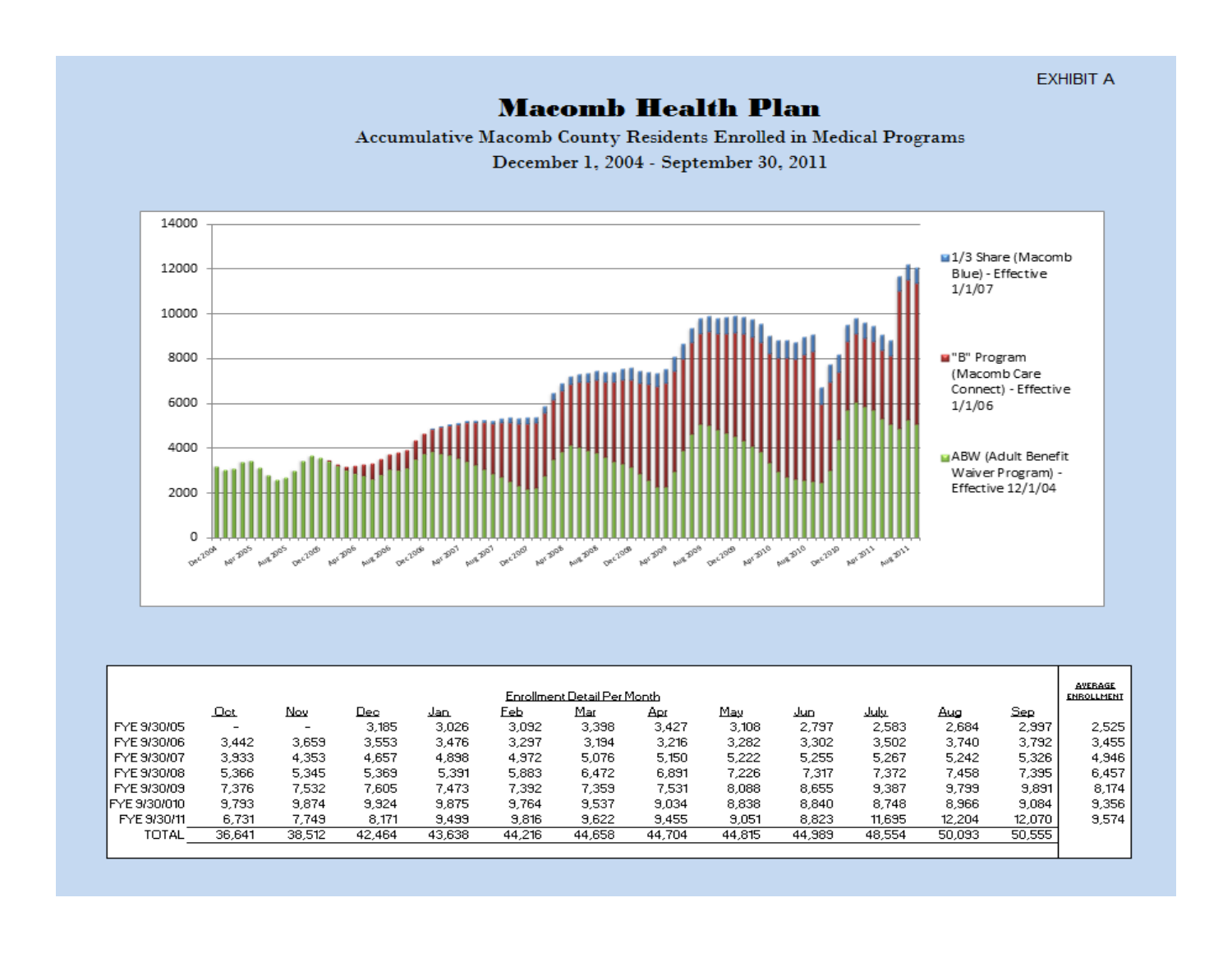EXHIBIT A

# Macomb Health Plan

**Accumulative Macomb County Residents Enrolled in Medical Programs**

**December 1, 2004 - September 30, 2011**

14000
12000
10000
8000
6000
4000
2000
0

Dec 2004, Apr 2005, Aug 2005, Dec 2005, Apr 2006, Aug 2006, Dec 2006, Apr 2007, Aug 2007, Dec 2007, Apr 2008, Aug 2008, Dec 2008, Apr 2009, Aug 2009, Dec 2009, Apr 2010, Aug 2010, Dec 2010, Apr 2011, Aug 2011

1/3 Share (Macomb Blue) - Effective 1/1/07

"B" Program (Macomb Care Connect) - Effective 1/1/06

ABW (Adult Benefit Waiver Program) - Effective 12/1/04

**Enrollment Detail Per Month**

| | Oct | Nov | Dec | Jan | Feb | Mar | Apr | May | Jun | July | Aug | Sep | AVERAGE ENROLLMENT |
|---|---|---|---|---|---|---|---|---|---|---|---|---|---|
| FYE 9/30/05 | - | - | 3,185 | 3,026 | 3,092 | 3,398 | 3,427 | 3,108 | 2,797 | 2,583 | 2,684 | 2,997 | 2,525 |
| FYE 9/30/06 | 3,442 | 3,659 | 3,553 | 3,476 | 3,297 | 3,194 | 3,216 | 3,282 | 3,302 | 3,502 | 3,740 | 3,792 | 3,455 |
| FYE 9/30/07 | 3,933 | 4,353 | 4,657 | 4,898 | 4,972 | 5,076 | 5,150 | 5,222 | 5,255 | 5,267 | 5,242 | 5,326 | 4,946 |
| FYE 9/30/08 | 5,366 | 5,345 | 5,369 | 5,391 | 5,883 | 6,472 | 6,891 | 7,226 | 7,317 | 7,372 | 7,458 | 7,395 | 6,457 |
| FYE 9/30/09 | 7,376 | 7,532 | 7,605 | 7,473 | 7,392 | 7,359 | 7,531 | 8,088 | 8,655 | 9,387 | 9,799 | 9,891 | 8,174 |
| FYE 9/30/010 | 9,793 | 9,874 | 9,924 | 9,875 | 9,764 | 9,537 | 9,034 | 8,838 | 8,840 | 8,748 | 8,966 | 9,084 | 9,356 |
| FYE 9/30/11 | 6,731 | 7,749 | 8,171 | 9,499 | 9,816 | 9,622 | 9,455 | 9,051 | 8,823 | 11,695 | 12,204 | 12,070 | 9,574 |
| TOTAL | 36,641 | 38,512 | 42,464 | 43,638 | 44,216 | 44,658 | 44,704 | 44,815 | 44,989 | 48,554 | 50,093 | 50,555 | |